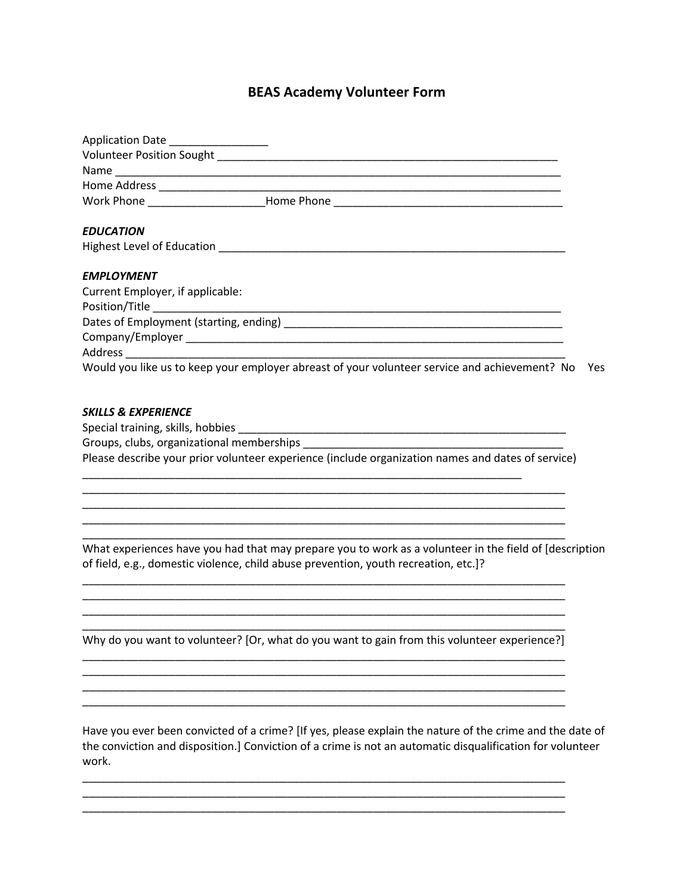# BEAS Academy Volunteer Form

Application Date ________________
Volunteer Position Sought ___________________________________________________________
Name _____________________________________________________________________________
Home Address ______________________________________________________________________
Work Phone ___________________Home Phone ______________________________________

***EDUCATION***
Highest Level of Education ____________________________________________________________

***EMPLOYMENT***
Current Employer, if applicable:
Position/Title ______________________________________________________________________
Dates of Employment (starting, ending) ______________________________________________
Company/Employer _________________________________________________________________
Address __________________________________________________________________________
Would you like us to keep your employer abreast of your volunteer service and achievement? No Yes

***SKILLS & EXPERIENCE***
Special training, skills, hobbies ________________________________________________________
Groups, clubs, organizational memberships ____________________________________________
Please describe your prior volunteer experience (include organization names and dates of service)
___________________________________________________________________________
_____________________________________________________________________________
_____________________________________________________________________________
_____________________________________________________________________________
_____________________________________________________________________________

What experiences have you had that may prepare you to work as a volunteer in the field of [description of field, e.g., domestic violence, child abuse prevention, youth recreation, etc.]?
_____________________________________________________________________________
_____________________________________________________________________________
_____________________________________________________________________________
_____________________________________________________________________________

Why do you want to volunteer? [Or, what do you want to gain from this volunteer experience?]
_____________________________________________________________________________
_____________________________________________________________________________
_____________________________________________________________________________
_____________________________________________________________________________

Have you ever been convicted of a crime? [If yes, please explain the nature of the crime and the date of the conviction and disposition.] Conviction of a crime is not an automatic disqualification for volunteer work.
_____________________________________________________________________________
_____________________________________________________________________________
_____________________________________________________________________________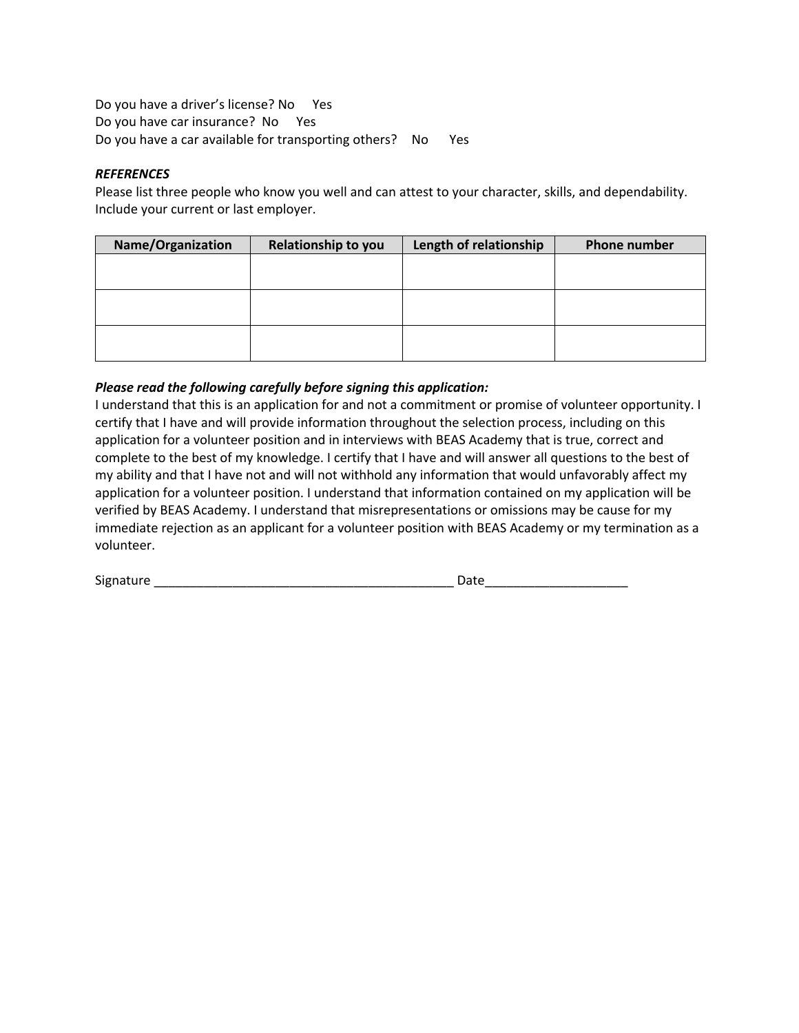Do you have a driver's license? No   Yes
Do you have car insurance? No   Yes
Do you have a car available for transporting others? No   Yes

***REFERENCES***

Please list three people who know you well and can attest to your character, skills, and dependability. Include your current or last employer.

| Name/Organization | Relationship to you | Length of relationship | Phone number |
| --- | --- | --- | --- |
| | | | |
| | | | |
| | | | |

***Please read the following carefully before signing this application:***

I understand that this is an application for and not a commitment or promise of volunteer opportunity. I certify that I have and will provide information throughout the selection process, including on this application for a volunteer position and in interviews with BEAS Academy that is true, correct and complete to the best of my knowledge. I certify that I have and will answer all questions to the best of my ability and that I have not and will not withhold any information that would unfavorably affect my application for a volunteer position. I understand that information contained on my application will be verified by BEAS Academy. I understand that misrepresentations or omissions may be cause for my immediate rejection as an applicant for a volunteer position with BEAS Academy or my termination as a volunteer.

Signature ___________________________________________ Date____________________